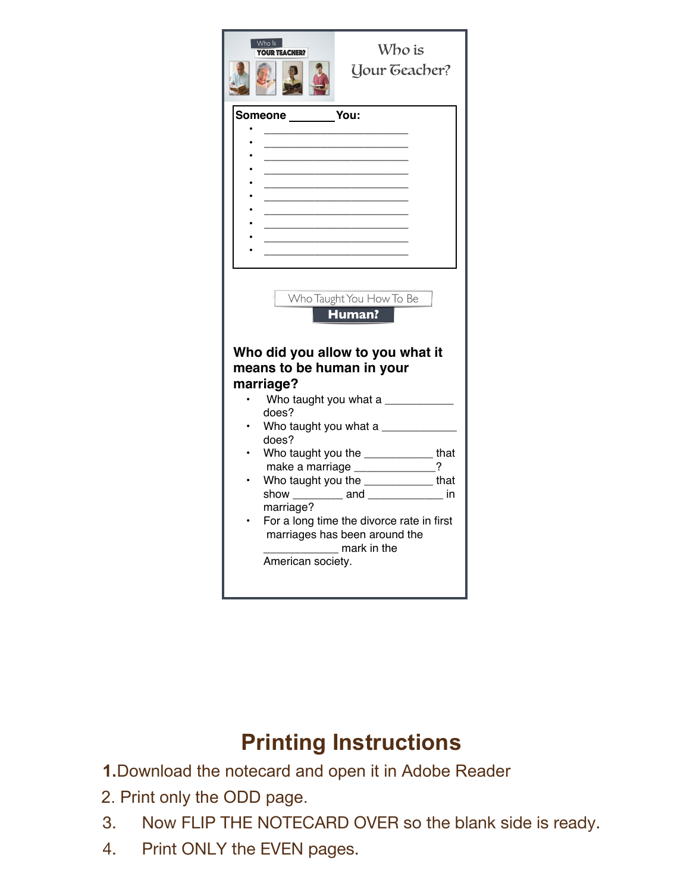# Who is Your Teacher?

**Someone \_\_\_\_\_\_\_\_ You:**

- \_\_\_\_\_\_\_\_\_\_\_\_\_\_\_\_\_\_\_\_\_\_\_\_\_\_\_\_
- \_\_\_\_\_\_\_\_\_\_\_\_\_\_\_\_\_\_\_\_\_\_\_\_\_\_\_\_
- \_\_\_\_\_\_\_\_\_\_\_\_\_\_\_\_\_\_\_\_\_\_\_\_\_\_\_\_
- \_\_\_\_\_\_\_\_\_\_\_\_\_\_\_\_\_\_\_\_\_\_\_\_\_\_\_\_
- \_\_\_\_\_\_\_\_\_\_\_\_\_\_\_\_\_\_\_\_\_\_\_\_\_\_\_\_
- \_\_\_\_\_\_\_\_\_\_\_\_\_\_\_\_\_\_\_\_\_\_\_\_\_\_\_\_
- \_\_\_\_\_\_\_\_\_\_\_\_\_\_\_\_\_\_\_\_\_\_\_\_\_\_\_\_
- \_\_\_\_\_\_\_\_\_\_\_\_\_\_\_\_\_\_\_\_\_\_\_\_\_\_\_\_
- \_\_\_\_\_\_\_\_\_\_\_\_\_\_\_\_\_\_\_\_\_\_\_\_\_\_\_\_
- \_\_\_\_\_\_\_\_\_\_\_\_\_\_\_\_\_\_\_\_\_\_\_\_\_\_\_\_

## Who Taught You How To Be **Human?**

### Who did you allow to you what it means to be human in your marriage?

- Who taught you what a \_\_\_\_\_\_\_\_\_\_\_\_ does?
- Who taught you what a \_\_\_\_\_\_\_\_\_\_\_\_\_ does?
- Who taught you the \_\_\_\_\_\_\_\_\_\_\_\_ that make a marriage \_\_\_\_\_\_\_\_\_\_\_\_\_\_?
- Who taught you the \_\_\_\_\_\_\_\_\_\_\_\_ that show \_\_\_\_\_\_\_\_\_ and \_\_\_\_\_\_\_\_\_\_\_\_\_ in marriage?
- For a long time the divorce rate in first marriages has been around the \_\_\_\_\_\_\_\_\_\_\_\_\_ mark in the American society.

# Printing Instructions

1. Download the notecard and open it in Adobe Reader
2. Print only the ODD page.
3. Now FLIP THE NOTECARD OVER so the blank side is ready.
4. Print ONLY the EVEN pages.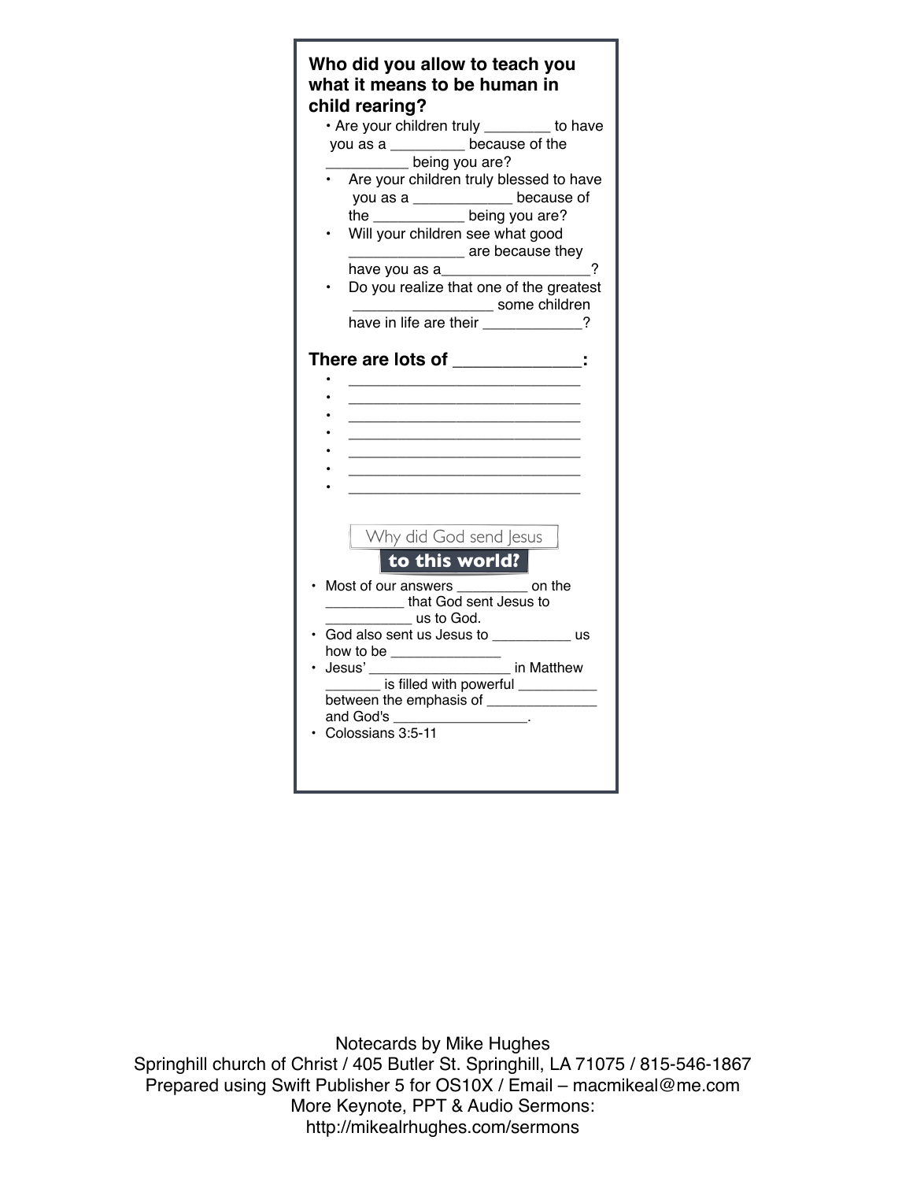**Who did you allow to teach you what it means to be human in child rearing?**

- Are your children truly ________ to have you as a _________ because of the __________ being you are?
- Are your children truly blessed to have you as a ____________ because of the ___________ being you are?
- Will your children see what good ______________ are because they have you as a__________________?
- Do you realize that one of the greatest _________________ some children have in life are their ____________?

**There are lots of _____________:**

- ______________________________
- ______________________________
- ______________________________
- ______________________________
- ______________________________
- ______________________________
- ______________________________

Why did God send Jesus

**to this world?**

- Most of our answers _________ on the __________ that God sent Jesus to ___________ us to God.
- God also sent us Jesus to __________ us how to be ______________
- Jesus' __________________ in Matthew _______ is filled with powerful __________ between the emphasis of ______________ and God's _________________.
- Colossians 3:5-11

Notecards by Mike Hughes
Springhill church of Christ / 405 Butler St. Springhill, LA 71075 / 815-546-1867
Prepared using Swift Publisher 5 for OS10X / Email – macmikeal@me.com
More Keynote, PPT & Audio Sermons:
http://mikealrhughes.com/sermons